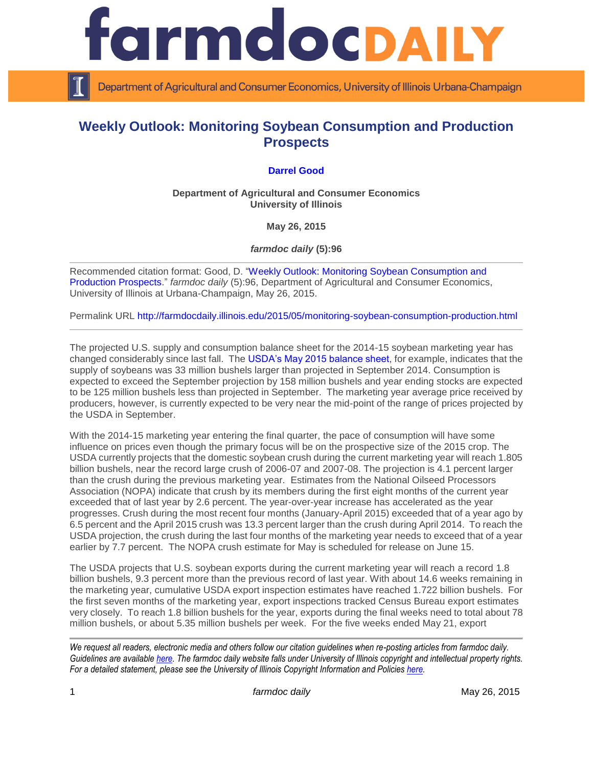# Weekly Outlook: Monitoring Soybean Consumption and Production Prospects

**Darrel Good**

**Department of Agricultural and Consumer Economics**
**University of Illinois**

**May 26, 2015**

***farmdoc daily* (5):96**

Recommended citation format: Good, D. "Weekly Outlook: Monitoring Soybean Consumption and Production Prospects." *farmdoc daily* (5):96, Department of Agricultural and Consumer Economics, University of Illinois at Urbana-Champaign, May 26, 2015.

Permalink URL http://farmdocdaily.illinois.edu/2015/05/monitoring-soybean-consumption-production.html

The projected U.S. supply and consumption balance sheet for the 2014-15 soybean marketing year has changed considerably since last fall. The USDA's May 2015 balance sheet, for example, indicates that the supply of soybeans was 33 million bushels larger than projected in September 2014. Consumption is expected to exceed the September projection by 158 million bushels and year ending stocks are expected to be 125 million bushels less than projected in September. The marketing year average price received by producers, however, is currently expected to be very near the mid-point of the range of prices projected by the USDA in September.

With the 2014-15 marketing year entering the final quarter, the pace of consumption will have some influence on prices even though the primary focus will be on the prospective size of the 2015 crop. The USDA currently projects that the domestic soybean crush during the current marketing year will reach 1.805 billion bushels, near the record large crush of 2006-07 and 2007-08. The projection is 4.1 percent larger than the crush during the previous marketing year. Estimates from the National Oilseed Processors Association (NOPA) indicate that crush by its members during the first eight months of the current year exceeded that of last year by 2.6 percent. The year-over-year increase has accelerated as the year progresses. Crush during the most recent four months (January-April 2015) exceeded that of a year ago by 6.5 percent and the April 2015 crush was 13.3 percent larger than the crush during April 2014. To reach the USDA projection, the crush during the last four months of the marketing year needs to exceed that of a year earlier by 7.7 percent. The NOPA crush estimate for May is scheduled for release on June 15.

The USDA projects that U.S. soybean exports during the current marketing year will reach a record 1.8 billion bushels, 9.3 percent more than the previous record of last year. With about 14.6 weeks remaining in the marketing year, cumulative USDA export inspection estimates have reached 1.722 billion bushels. For the first seven months of the marketing year, export inspections tracked Census Bureau export estimates very closely. To reach 1.8 billion bushels for the year, exports during the final weeks need to total about 78 million bushels, or about 5.35 million bushels per week. For the five weeks ended May 21, export

*We request all readers, electronic media and others follow our citation guidelines when re-posting articles from farmdoc daily. Guidelines are available here. The farmdoc daily website falls under University of Illinois copyright and intellectual property rights. For a detailed statement, please see the University of Illinois Copyright Information and Policies here.*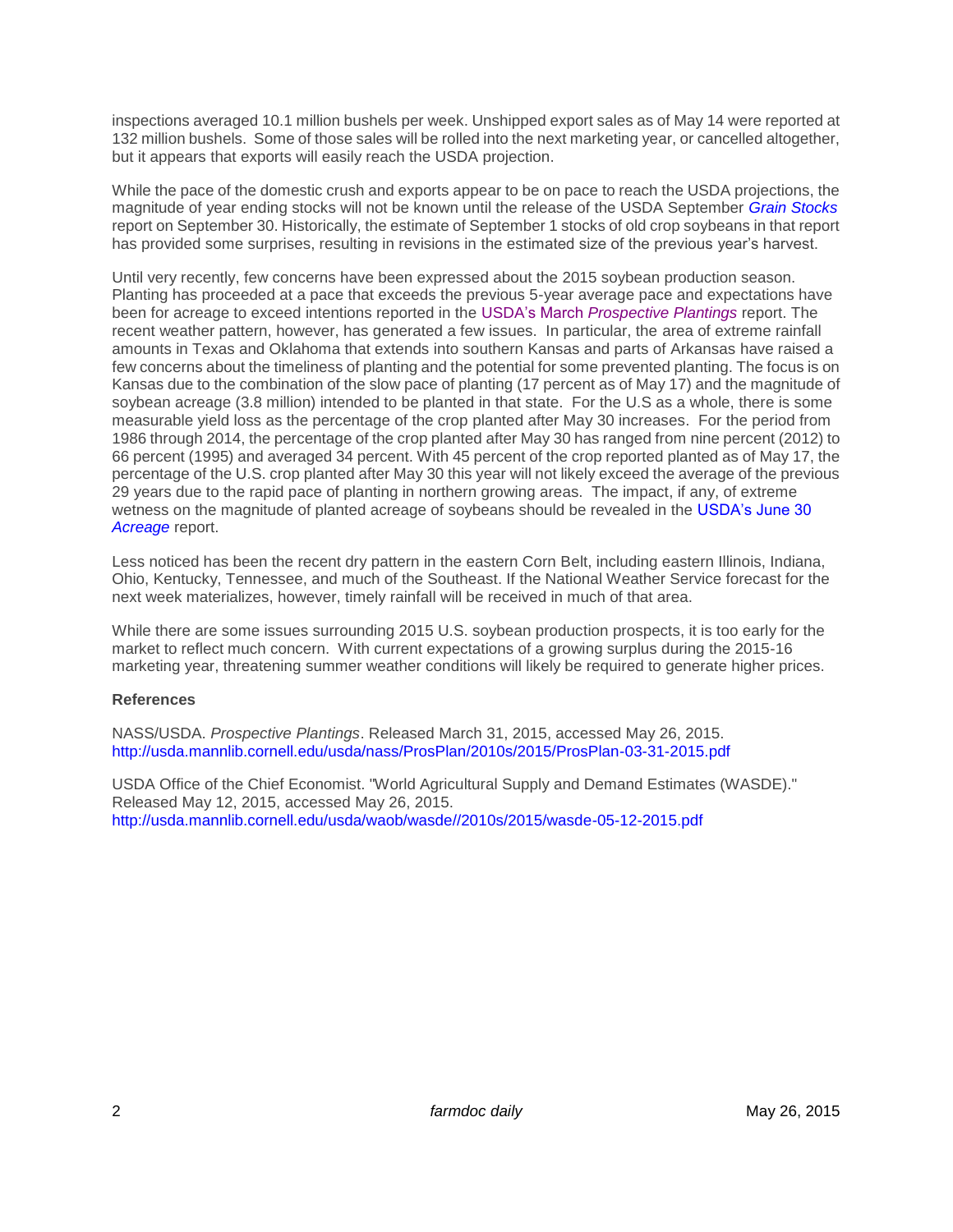inspections averaged 10.1 million bushels per week. Unshipped export sales as of May 14 were reported at 132 million bushels. Some of those sales will be rolled into the next marketing year, or cancelled altogether, but it appears that exports will easily reach the USDA projection.

While the pace of the domestic crush and exports appear to be on pace to reach the USDA projections, the magnitude of year ending stocks will not be known until the release of the USDA September *Grain Stocks* report on September 30. Historically, the estimate of September 1 stocks of old crop soybeans in that report has provided some surprises, resulting in revisions in the estimated size of the previous year's harvest.

Until very recently, few concerns have been expressed about the 2015 soybean production season. Planting has proceeded at a pace that exceeds the previous 5-year average pace and expectations have been for acreage to exceed intentions reported in the USDA's March *Prospective Plantings* report. The recent weather pattern, however, has generated a few issues. In particular, the area of extreme rainfall amounts in Texas and Oklahoma that extends into southern Kansas and parts of Arkansas have raised a few concerns about the timeliness of planting and the potential for some prevented planting. The focus is on Kansas due to the combination of the slow pace of planting (17 percent as of May 17) and the magnitude of soybean acreage (3.8 million) intended to be planted in that state. For the U.S as a whole, there is some measurable yield loss as the percentage of the crop planted after May 30 increases. For the period from 1986 through 2014, the percentage of the crop planted after May 30 has ranged from nine percent (2012) to 66 percent (1995) and averaged 34 percent. With 45 percent of the crop reported planted as of May 17, the percentage of the U.S. crop planted after May 30 this year will not likely exceed the average of the previous 29 years due to the rapid pace of planting in northern growing areas. The impact, if any, of extreme wetness on the magnitude of planted acreage of soybeans should be revealed in the USDA's June 30 *Acreage* report.

Less noticed has been the recent dry pattern in the eastern Corn Belt, including eastern Illinois, Indiana, Ohio, Kentucky, Tennessee, and much of the Southeast. If the National Weather Service forecast for the next week materializes, however, timely rainfall will be received in much of that area.

While there are some issues surrounding 2015 U.S. soybean production prospects, it is too early for the market to reflect much concern. With current expectations of a growing surplus during the 2015-16 marketing year, threatening summer weather conditions will likely be required to generate higher prices.

**References**

NASS/USDA. *Prospective Plantings*. Released March 31, 2015, accessed May 26, 2015. http://usda.mannlib.cornell.edu/usda/nass/ProsPlan/2010s/2015/ProsPlan-03-31-2015.pdf

USDA Office of the Chief Economist. "World Agricultural Supply and Demand Estimates (WASDE)." Released May 12, 2015, accessed May 26, 2015. http://usda.mannlib.cornell.edu/usda/waob/wasde//2010s/2015/wasde-05-12-2015.pdf